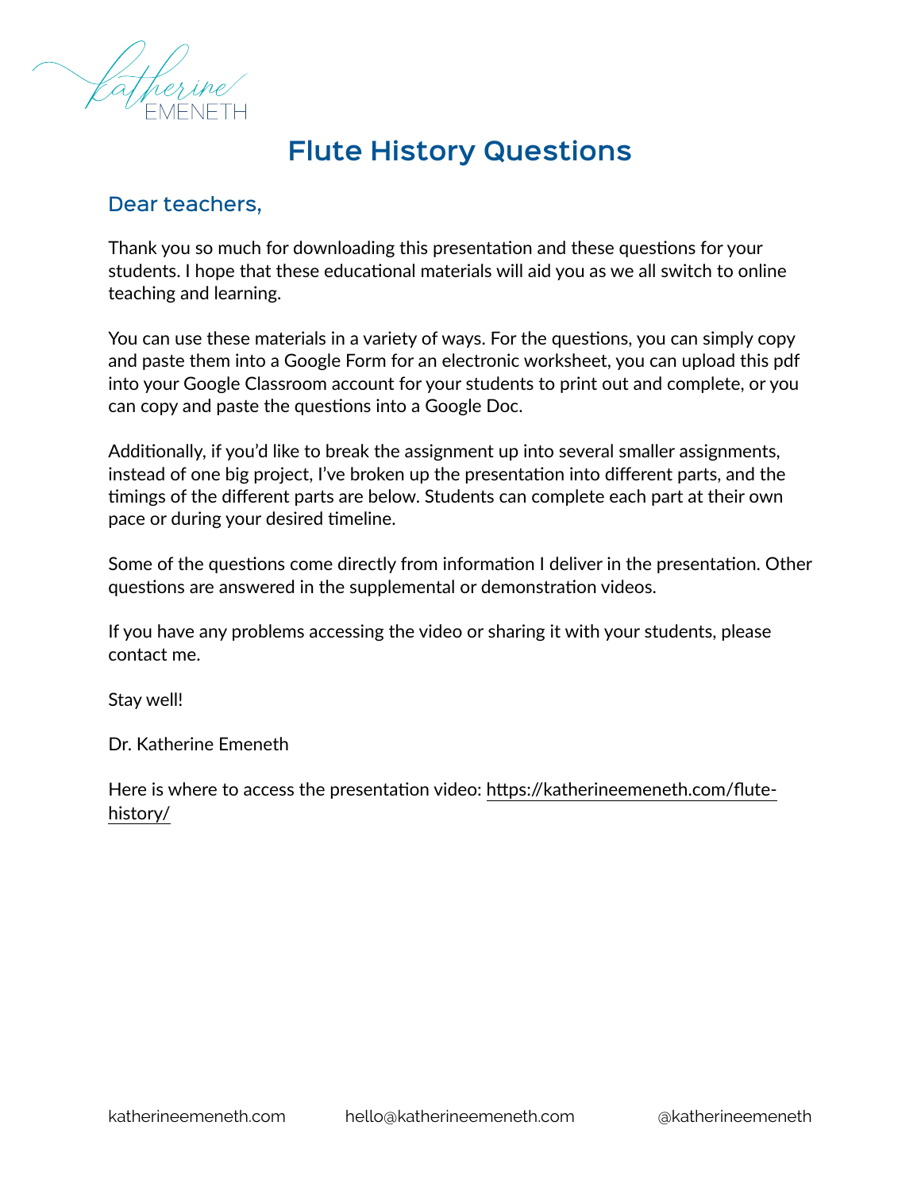# Flute History Questions

## Dear teachers,

Thank you so much for downloading this presentation and these questions for your students. I hope that these educational materials will aid you as we all switch to online teaching and learning.

You can use these materials in a variety of ways. For the questions, you can simply copy and paste them into a Google Form for an electronic worksheet, you can upload this pdf into your Google Classroom account for your students to print out and complete, or you can copy and paste the questions into a Google Doc.

Additionally, if you'd like to break the assignment up into several smaller assignments, instead of one big project, I've broken up the presentation into different parts, and the timings of the different parts are below. Students can complete each part at their own pace or during your desired timeline.

Some of the questions come directly from information I deliver in the presentation. Other questions are answered in the supplemental or demonstration videos.

If you have any problems accessing the video or sharing it with your students, please contact me.

Stay well!

Dr. Katherine Emeneth

Here is where to access the presentation video: https://katherineemeneth.com/flute-history/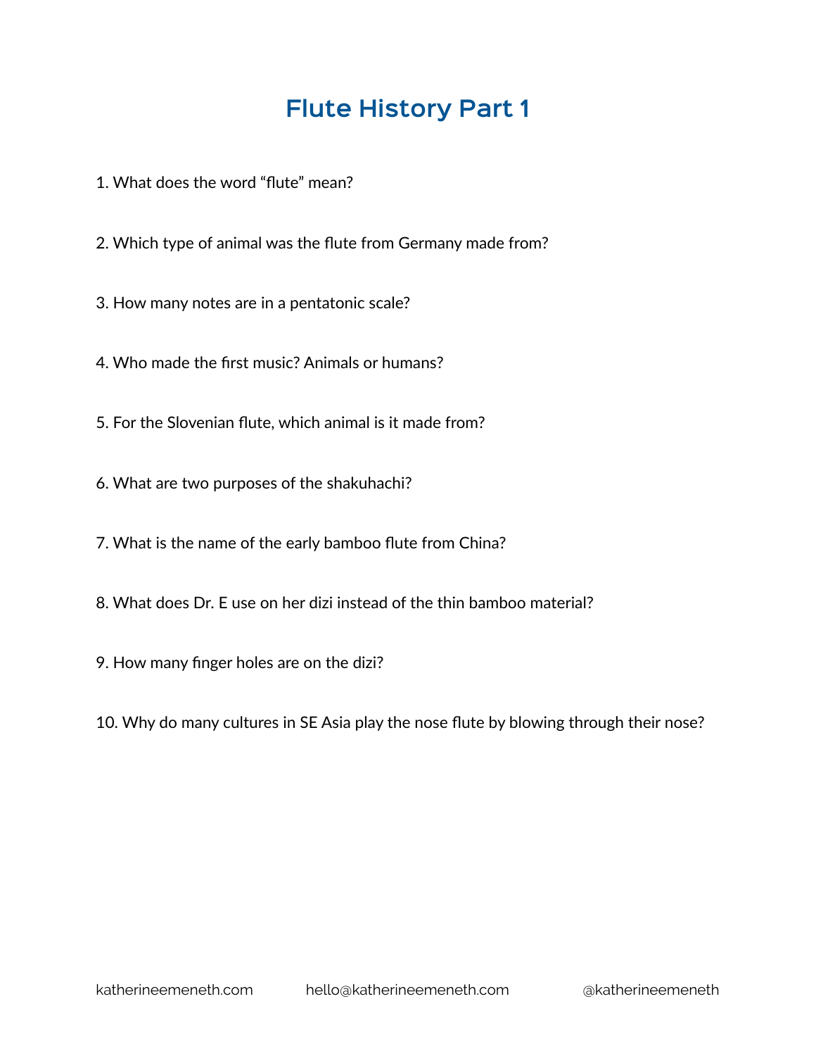# Flute History Part 1

1. What does the word "flute" mean?

2. Which type of animal was the flute from Germany made from?

3. How many notes are in a pentatonic scale?

4. Who made the first music? Animals or humans?

5. For the Slovenian flute, which animal is it made from?

6. What are two purposes of the shakuhachi?

7. What is the name of the early bamboo flute from China?

8. What does Dr. E use on her dizi instead of the thin bamboo material?

9. How many finger holes are on the dizi?

10. Why do many cultures in SE Asia play the nose flute by blowing through their nose?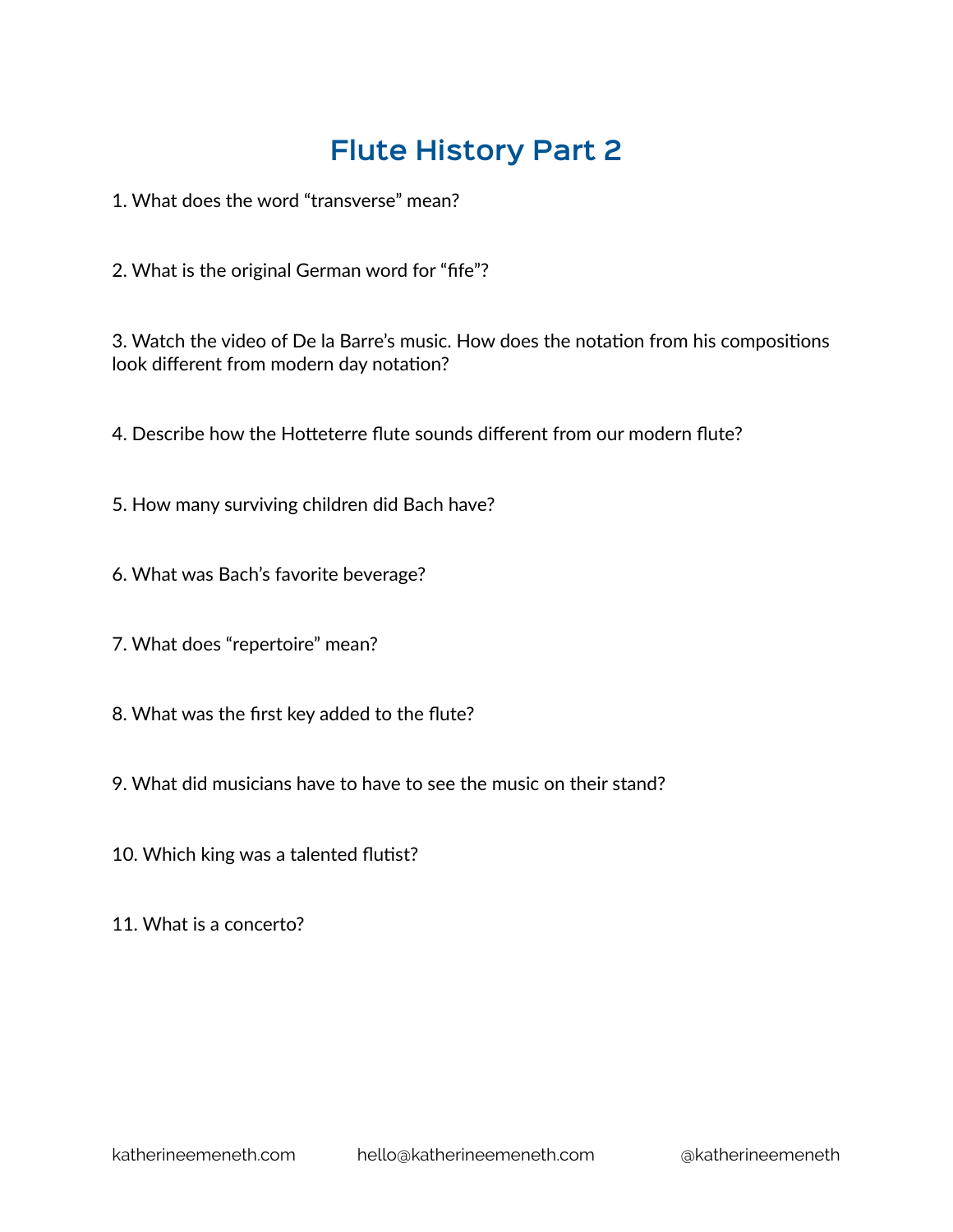# Flute History Part 2

1. What does the word “transverse” mean?

2. What is the original German word for “fife”?

3. Watch the video of De la Barre’s music. How does the notation from his compositions look different from modern day notation?

4. Describe how the Hotteterre flute sounds different from our modern flute?

5. How many surviving children did Bach have?

6. What was Bach’s favorite beverage?

7. What does “repertoire” mean?

8. What was the first key added to the flute?

9. What did musicians have to have to see the music on their stand?

10. Which king was a talented flutist?

11. What is a concerto?

katherineemeneth.com hello@katherineemeneth.com @katherineemeneth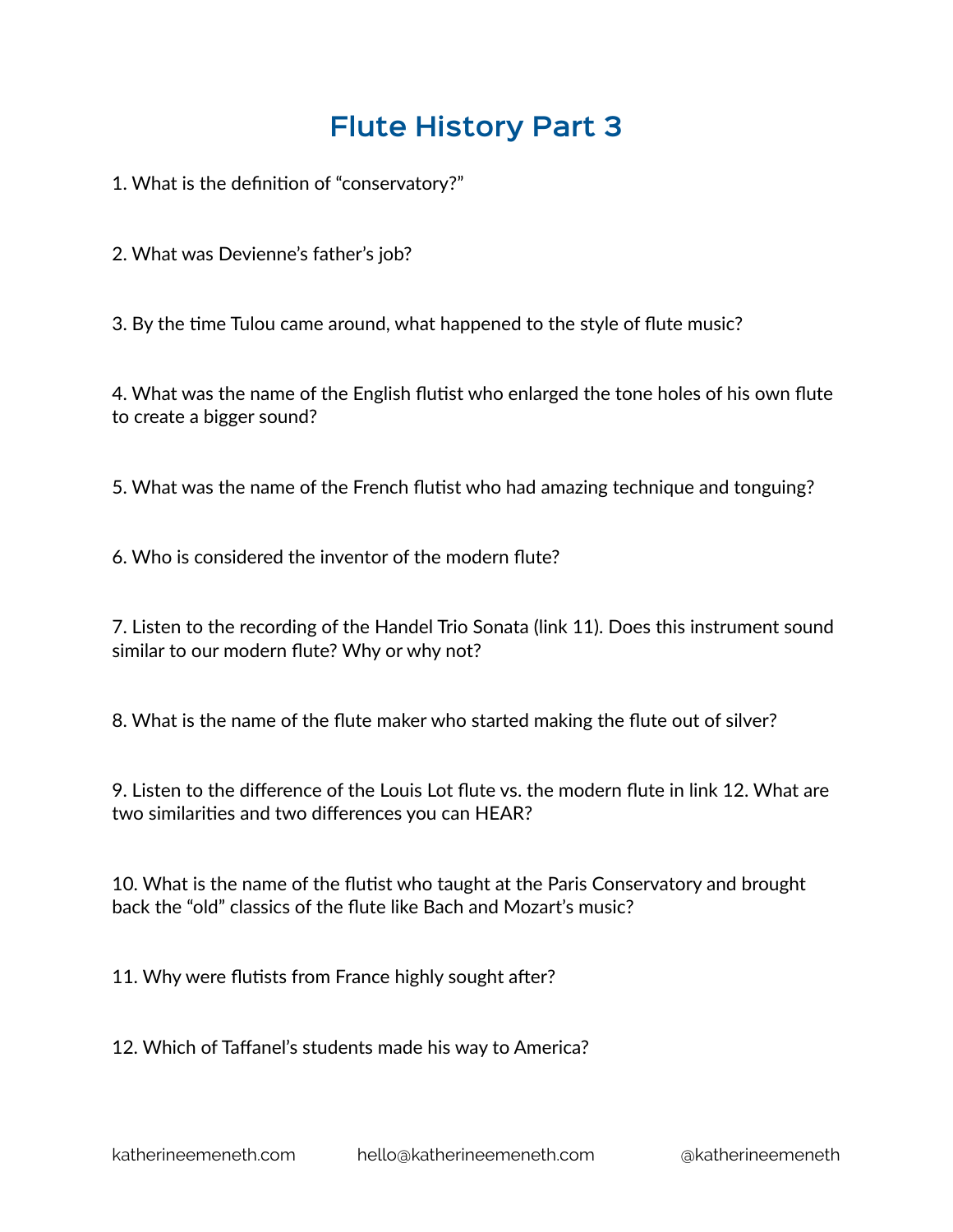# Flute History Part 3

1. What is the definition of "conservatory?"

2. What was Devienne's father's job?

3. By the time Tulou came around, what happened to the style of flute music?

4. What was the name of the English flutist who enlarged the tone holes of his own flute to create a bigger sound?

5. What was the name of the French flutist who had amazing technique and tonguing?

6. Who is considered the inventor of the modern flute?

7. Listen to the recording of the Handel Trio Sonata (link 11). Does this instrument sound similar to our modern flute? Why or why not?

8. What is the name of the flute maker who started making the flute out of silver?

9. Listen to the difference of the Louis Lot flute vs. the modern flute in link 12. What are two similarities and two differences you can HEAR?

10. What is the name of the flutist who taught at the Paris Conservatory and brought back the "old" classics of the flute like Bach and Mozart's music?

11. Why were flutists from France highly sought after?

12. Which of Taffanel's students made his way to America?

katherineemeneth.com hello@katherineemeneth.com @katherineemeneth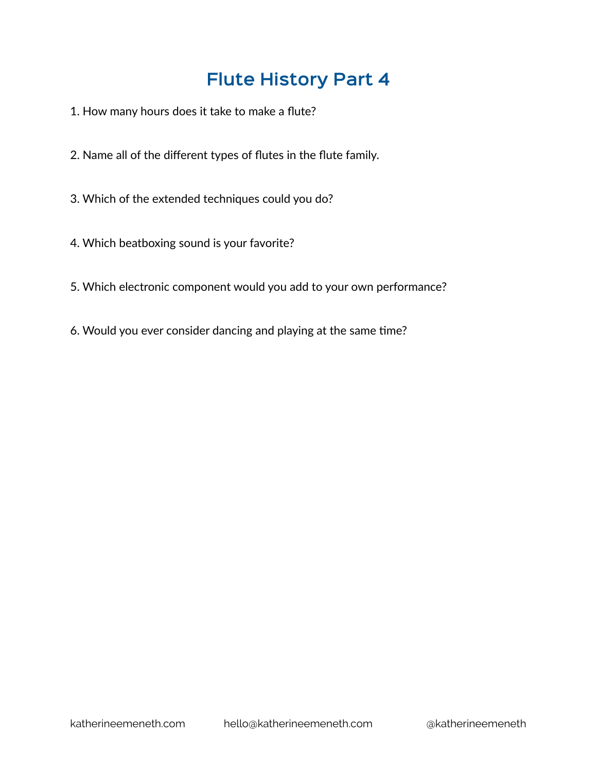# Flute History Part 4

1. How many hours does it take to make a flute?

2. Name all of the different types of flutes in the flute family.

3. Which of the extended techniques could you do?

4. Which beatboxing sound is your favorite?

5. Which electronic component would you add to your own performance?

6. Would you ever consider dancing and playing at the same time?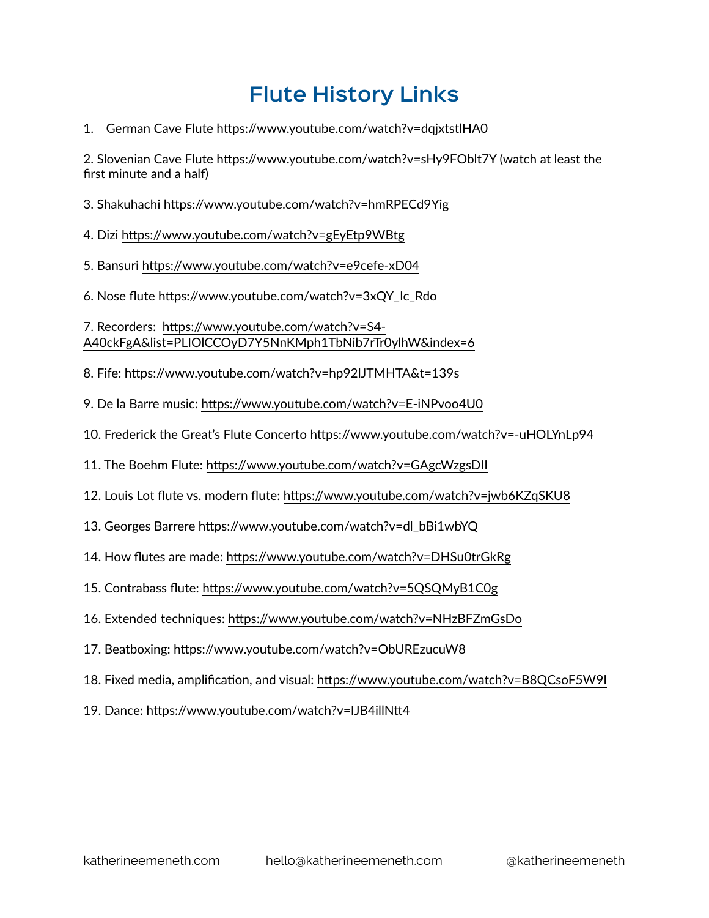# Flute History Links

1. German Cave Flute https://www.youtube.com/watch?v=dqjxtstlHA0

2. Slovenian Cave Flute https://www.youtube.com/watch?v=sHy9FOblt7Y (watch at least the first minute and a half)

3. Shakuhachi https://www.youtube.com/watch?v=hmRPECd9Yig

4. Dizi https://www.youtube.com/watch?v=gEyEtp9WBtg

5. Bansuri https://www.youtube.com/watch?v=e9cefe-xD04

6. Nose flute https://www.youtube.com/watch?v=3xQY_Ic_Rdo

7. Recorders: https://www.youtube.com/watch?v=S4-A40ckFgA&list=PLIOlCCOyD7Y5NnKMph1TbNib7rTr0ylhW&index=6

8. Fife: https://www.youtube.com/watch?v=hp92lJTMHTA&t=139s

9. De la Barre music: https://www.youtube.com/watch?v=E-iNPvoo4U0

10. Frederick the Great's Flute Concerto https://www.youtube.com/watch?v=-uHOLYnLp94

11. The Boehm Flute: https://www.youtube.com/watch?v=GAgcWzgsDII

12. Louis Lot flute vs. modern flute: https://www.youtube.com/watch?v=jwb6KZqSKU8

13. Georges Barrere https://www.youtube.com/watch?v=dl_bBi1wbYQ

14. How flutes are made: https://www.youtube.com/watch?v=DHSu0trGkRg

15. Contrabass flute: https://www.youtube.com/watch?v=5QSQMyB1C0g

16. Extended techniques: https://www.youtube.com/watch?v=NHzBFZmGsDo

17. Beatboxing: https://www.youtube.com/watch?v=ObUREzucuW8

18. Fixed media, amplification, and visual: https://www.youtube.com/watch?v=B8QCsoF5W9I

19. Dance: https://www.youtube.com/watch?v=IJB4illNtt4